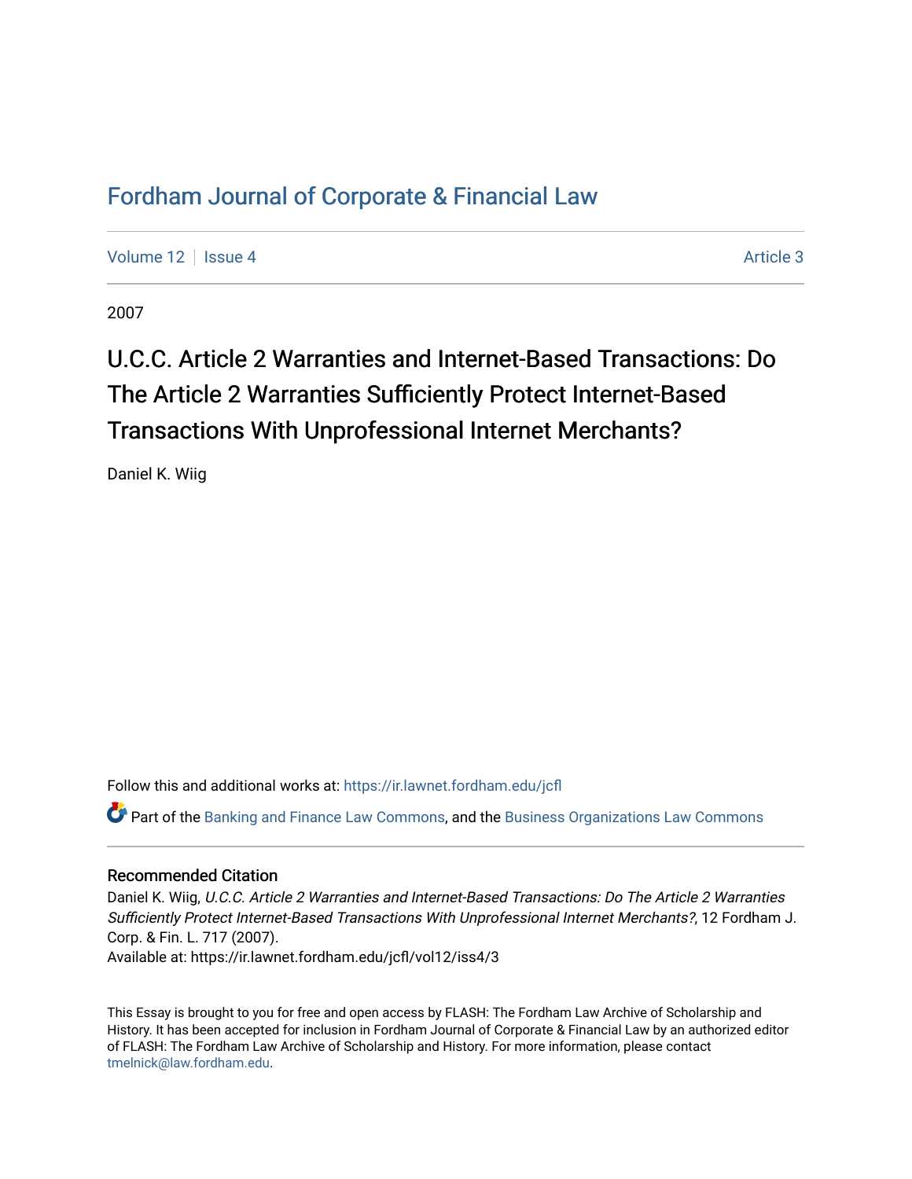# Fordham Journal of Corporate & Financial Law

Volume 12 | Issue 4 | Article 3

2007

## U.C.C. Article 2 Warranties and Internet-Based Transactions: Do The Article 2 Warranties Sufficiently Protect Internet-Based Transactions With Unprofessional Internet Merchants?

Daniel K. Wiig

Follow this and additional works at: https://ir.lawnet.fordham.edu/jcfl

Part of the Banking and Finance Law Commons, and the Business Organizations Law Commons

### Recommended Citation

Daniel K. Wiig, *U.C.C. Article 2 Warranties and Internet-Based Transactions: Do The Article 2 Warranties Sufficiently Protect Internet-Based Transactions With Unprofessional Internet Merchants?*, 12 Fordham J. Corp. & Fin. L. 717 (2007).
Available at: https://ir.lawnet.fordham.edu/jcfl/vol12/iss4/3

This Essay is brought to you for free and open access by FLASH: The Fordham Law Archive of Scholarship and History. It has been accepted for inclusion in Fordham Journal of Corporate & Financial Law by an authorized editor of FLASH: The Fordham Law Archive of Scholarship and History. For more information, please contact tmelnick@law.fordham.edu.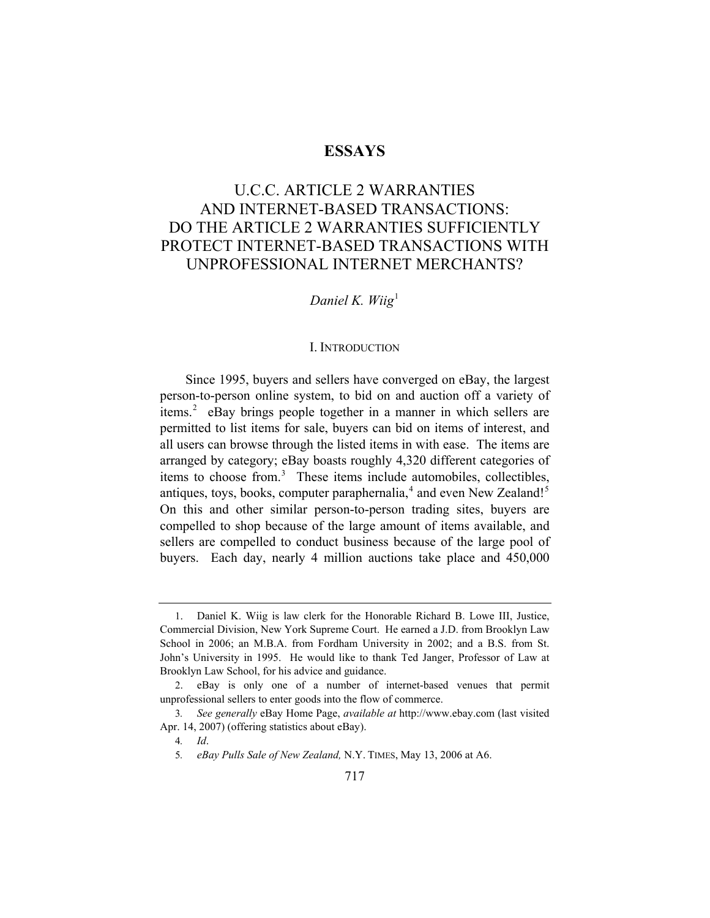# ESSAYS

# U.C.C. ARTICLE 2 WARRANTIES AND INTERNET-BASED TRANSACTIONS: DO THE ARTICLE 2 WARRANTIES SUFFICIENTLY PROTECT INTERNET-BASED TRANSACTIONS WITH UNPROFESSIONAL INTERNET MERCHANTS?

*Daniel K. Wiig*[1]

## I. INTRODUCTION

Since 1995, buyers and sellers have converged on eBay, the largest person-to-person online system, to bid on and auction off a variety of items.[2] eBay brings people together in a manner in which sellers are permitted to list items for sale, buyers can bid on items of interest, and all users can browse through the listed items in with ease. The items are arranged by category; eBay boasts roughly 4,320 different categories of items to choose from.[3] These items include automobiles, collectibles, antiques, toys, books, computer paraphernalia,[4] and even New Zealand![5] On this and other similar person-to-person trading sites, buyers are compelled to shop because of the large amount of items available, and sellers are compelled to conduct business because of the large pool of buyers. Each day, nearly 4 million auctions take place and 450,000

---

1. Daniel K. Wiig is law clerk for the Honorable Richard B. Lowe III, Justice, Commercial Division, New York Supreme Court. He earned a J.D. from Brooklyn Law School in 2006; an M.B.A. from Fordham University in 2002; and a B.S. from St. John's University in 1995. He would like to thank Ted Janger, Professor of Law at Brooklyn Law School, for his advice and guidance.

2. eBay is only one of a number of internet-based venues that permit unprofessional sellers to enter goods into the flow of commerce.

3. *See generally* eBay Home Page, *available at* http://www.ebay.com (last visited Apr. 14, 2007) (offering statistics about eBay).

4. *Id*.

5. *eBay Pulls Sale of New Zealand,* N.Y. TIMES, May 13, 2006 at A6.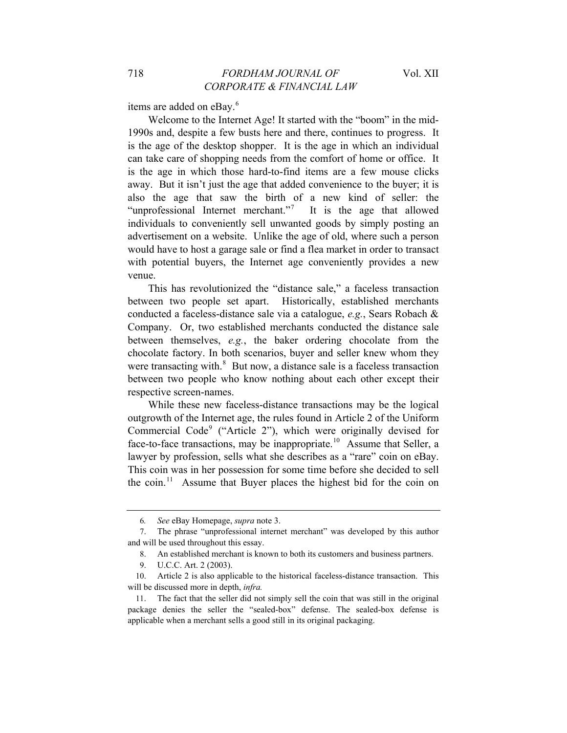items are added on eBay.[6]

Welcome to the Internet Age! It started with the "boom" in the mid-1990s and, despite a few busts here and there, continues to progress. It is the age of the desktop shopper. It is the age in which an individual can take care of shopping needs from the comfort of home or office. It is the age in which those hard-to-find items are a few mouse clicks away. But it isn't just the age that added convenience to the buyer; it is also the age that saw the birth of a new kind of seller: the "unprofessional Internet merchant."[7] It is the age that allowed individuals to conveniently sell unwanted goods by simply posting an advertisement on a website. Unlike the age of old, where such a person would have to host a garage sale or find a flea market in order to transact with potential buyers, the Internet age conveniently provides a new venue.

This has revolutionized the "distance sale," a faceless transaction between two people set apart. Historically, established merchants conducted a faceless-distance sale via a catalogue, *e.g.*, Sears Robach & Company. Or, two established merchants conducted the distance sale between themselves, *e.g.*, the baker ordering chocolate from the chocolate factory. In both scenarios, buyer and seller knew whom they were transacting with.[8] But now, a distance sale is a faceless transaction between two people who know nothing about each other except their respective screen-names.

While these new faceless-distance transactions may be the logical outgrowth of the Internet age, the rules found in Article 2 of the Uniform Commercial Code[9] ("Article 2"), which were originally devised for face-to-face transactions, may be inappropriate.[10] Assume that Seller, a lawyer by profession, sells what she describes as a "rare" coin on eBay. This coin was in her possession for some time before she decided to sell the coin.[11] Assume that Buyer places the highest bid for the coin on

---

6. *See* eBay Homepage, *supra* note 3.

7. The phrase "unprofessional internet merchant" was developed by this author and will be used throughout this essay.

8. An established merchant is known to both its customers and business partners.

9. U.C.C. Art. 2 (2003).

10. Article 2 is also applicable to the historical faceless-distance transaction. This will be discussed more in depth, *infra.*

11. The fact that the seller did not simply sell the coin that was still in the original package denies the seller the "sealed-box" defense. The sealed-box defense is applicable when a merchant sells a good still in its original packaging.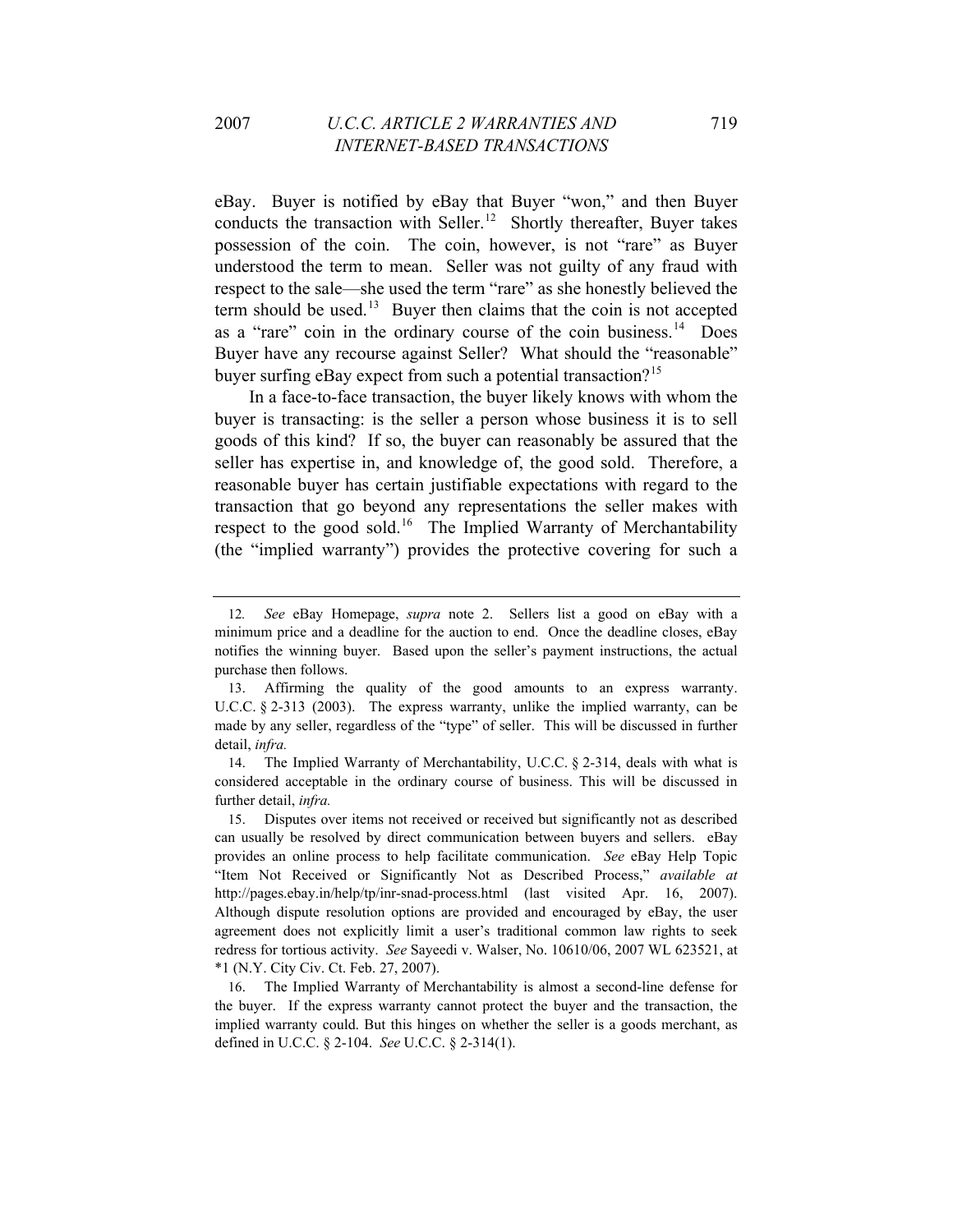eBay. Buyer is notified by eBay that Buyer "won," and then Buyer conducts the transaction with Seller.[12] Shortly thereafter, Buyer takes possession of the coin. The coin, however, is not "rare" as Buyer understood the term to mean. Seller was not guilty of any fraud with respect to the sale—she used the term "rare" as she honestly believed the term should be used.[13] Buyer then claims that the coin is not accepted as a "rare" coin in the ordinary course of the coin business.[14] Does Buyer have any recourse against Seller? What should the "reasonable" buyer surfing eBay expect from such a potential transaction?[15]

In a face-to-face transaction, the buyer likely knows with whom the buyer is transacting: is the seller a person whose business it is to sell goods of this kind? If so, the buyer can reasonably be assured that the seller has expertise in, and knowledge of, the good sold. Therefore, a reasonable buyer has certain justifiable expectations with regard to the transaction that go beyond any representations the seller makes with respect to the good sold.[16] The Implied Warranty of Merchantability (the "implied warranty") provides the protective covering for such a

---

12. *See* eBay Homepage, *supra* note 2. Sellers list a good on eBay with a minimum price and a deadline for the auction to end. Once the deadline closes, eBay notifies the winning buyer. Based upon the seller's payment instructions, the actual purchase then follows.

13. Affirming the quality of the good amounts to an express warranty. U.C.C. § 2-313 (2003). The express warranty, unlike the implied warranty, can be made by any seller, regardless of the "type" of seller. This will be discussed in further detail, *infra.*

14. The Implied Warranty of Merchantability, U.C.C. § 2-314, deals with what is considered acceptable in the ordinary course of business. This will be discussed in further detail, *infra.*

15. Disputes over items not received or received but significantly not as described can usually be resolved by direct communication between buyers and sellers. eBay provides an online process to help facilitate communication. *See* eBay Help Topic "Item Not Received or Significantly Not as Described Process," *available at* http://pages.ebay.in/help/tp/inr-snad-process.html (last visited Apr. 16, 2007). Although dispute resolution options are provided and encouraged by eBay, the user agreement does not explicitly limit a user's traditional common law rights to seek redress for tortious activity. *See* Sayeedi v. Walser, No. 10610/06, 2007 WL 623521, at *1 (N.Y. City Civ. Ct. Feb. 27, 2007).

16. The Implied Warranty of Merchantability is almost a second-line defense for the buyer. If the express warranty cannot protect the buyer and the transaction, the implied warranty could. But this hinges on whether the seller is a goods merchant, as defined in U.C.C. § 2-104. *See* U.C.C. § 2-314(1).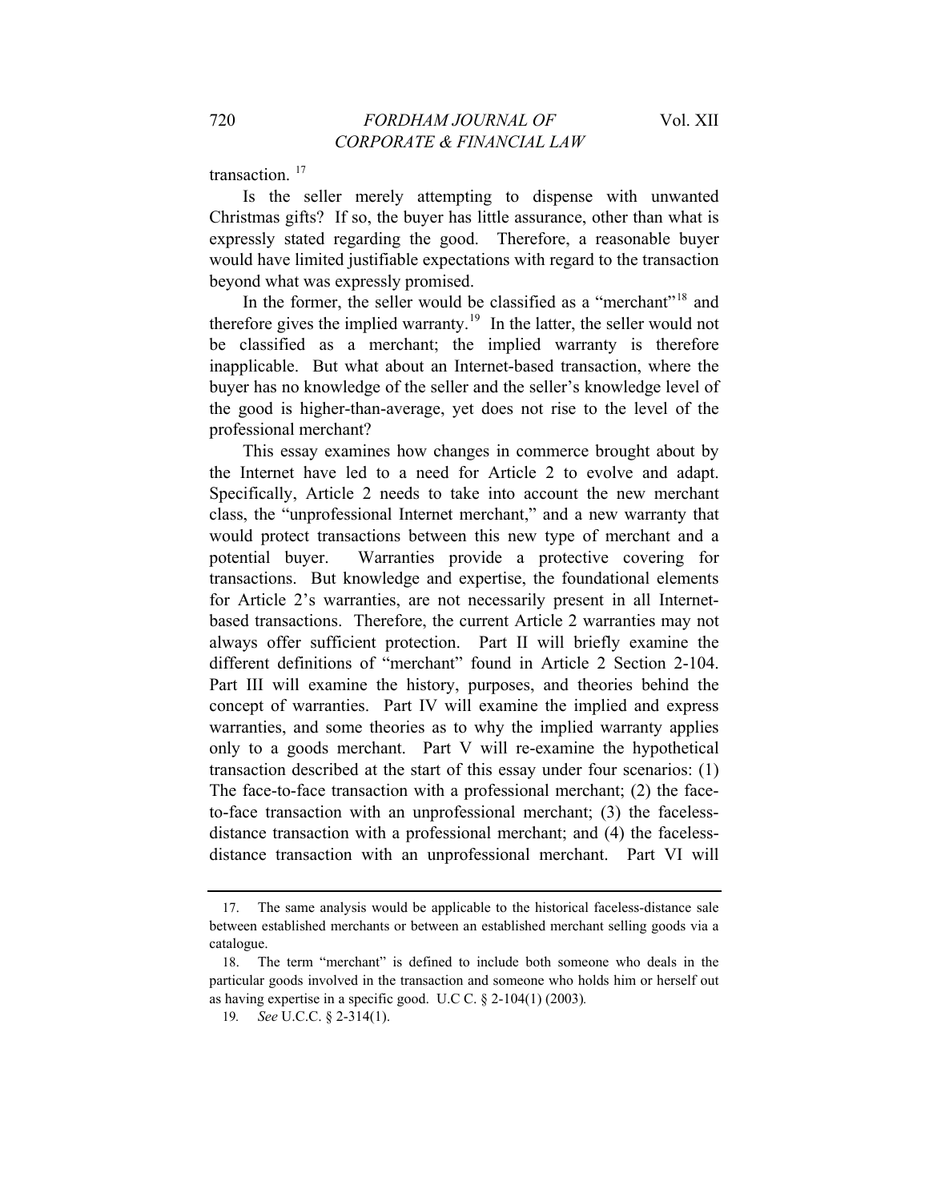transaction. [17]

Is the seller merely attempting to dispense with unwanted Christmas gifts? If so, the buyer has little assurance, other than what is expressly stated regarding the good. Therefore, a reasonable buyer would have limited justifiable expectations with regard to the transaction beyond what was expressly promised.

In the former, the seller would be classified as a "merchant"[18] and therefore gives the implied warranty.[19] In the latter, the seller would not be classified as a merchant; the implied warranty is therefore inapplicable. But what about an Internet-based transaction, where the buyer has no knowledge of the seller and the seller's knowledge level of the good is higher-than-average, yet does not rise to the level of the professional merchant?

This essay examines how changes in commerce brought about by the Internet have led to a need for Article 2 to evolve and adapt. Specifically, Article 2 needs to take into account the new merchant class, the "unprofessional Internet merchant," and a new warranty that would protect transactions between this new type of merchant and a potential buyer. Warranties provide a protective covering for transactions. But knowledge and expertise, the foundational elements for Article 2's warranties, are not necessarily present in all Internet-based transactions. Therefore, the current Article 2 warranties may not always offer sufficient protection. Part II will briefly examine the different definitions of "merchant" found in Article 2 Section 2-104. Part III will examine the history, purposes, and theories behind the concept of warranties. Part IV will examine the implied and express warranties, and some theories as to why the implied warranty applies only to a goods merchant. Part V will re-examine the hypothetical transaction described at the start of this essay under four scenarios: (1) The face-to-face transaction with a professional merchant; (2) the face-to-face transaction with an unprofessional merchant; (3) the faceless-distance transaction with a professional merchant; and (4) the faceless-distance transaction with an unprofessional merchant. Part VI will

---

17. The same analysis would be applicable to the historical faceless-distance sale between established merchants or between an established merchant selling goods via a catalogue.

18. The term "merchant" is defined to include both someone who deals in the particular goods involved in the transaction and someone who holds him or herself out as having expertise in a specific good. U.C C. § 2-104(1) (2003).

19. *See* U.C.C. § 2-314(1).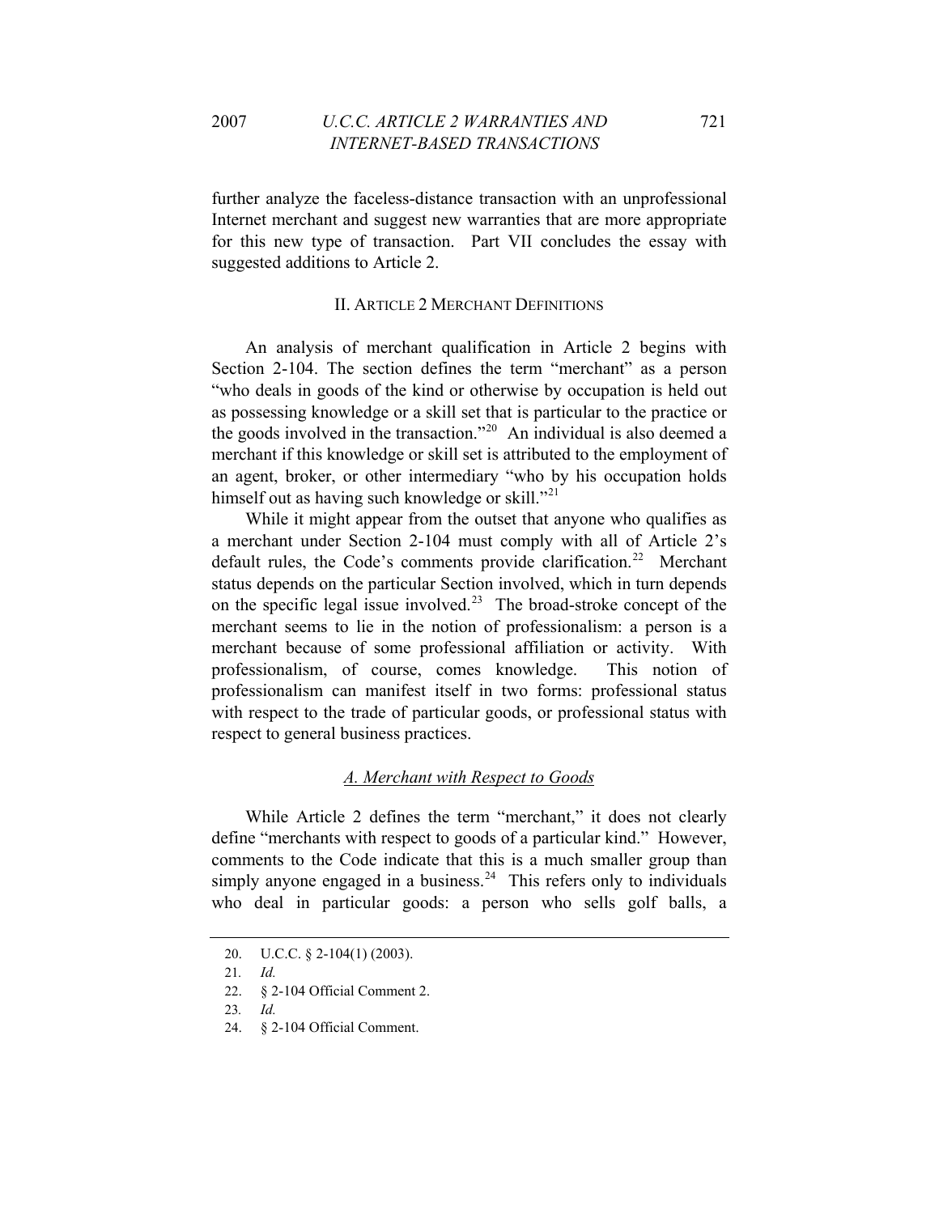further analyze the faceless-distance transaction with an unprofessional Internet merchant and suggest new warranties that are more appropriate for this new type of transaction. Part VII concludes the essay with suggested additions to Article 2.

## II. ARTICLE 2 MERCHANT DEFINITIONS

An analysis of merchant qualification in Article 2 begins with Section 2-104. The section defines the term "merchant" as a person "who deals in goods of the kind or otherwise by occupation is held out as possessing knowledge or a skill set that is particular to the practice or the goods involved in the transaction."[20] An individual is also deemed a merchant if this knowledge or skill set is attributed to the employment of an agent, broker, or other intermediary "who by his occupation holds himself out as having such knowledge or skill."[21]

While it might appear from the outset that anyone who qualifies as a merchant under Section 2-104 must comply with all of Article 2's default rules, the Code's comments provide clarification.[22] Merchant status depends on the particular Section involved, which in turn depends on the specific legal issue involved.[23] The broad-stroke concept of the merchant seems to lie in the notion of professionalism: a person is a merchant because of some professional affiliation or activity. With professionalism, of course, comes knowledge. This notion of professionalism can manifest itself in two forms: professional status with respect to the trade of particular goods, or professional status with respect to general business practices.

### A. Merchant with Respect to Goods

While Article 2 defines the term "merchant," it does not clearly define "merchants with respect to goods of a particular kind." However, comments to the Code indicate that this is a much smaller group than simply anyone engaged in a business.[24] This refers only to individuals who deal in particular goods: a person who sells golf balls, a

---

20. U.C.C. § 2-104(1) (2003).
21. *Id.*
22. § 2-104 Official Comment 2.
23. *Id.*
24. § 2-104 Official Comment.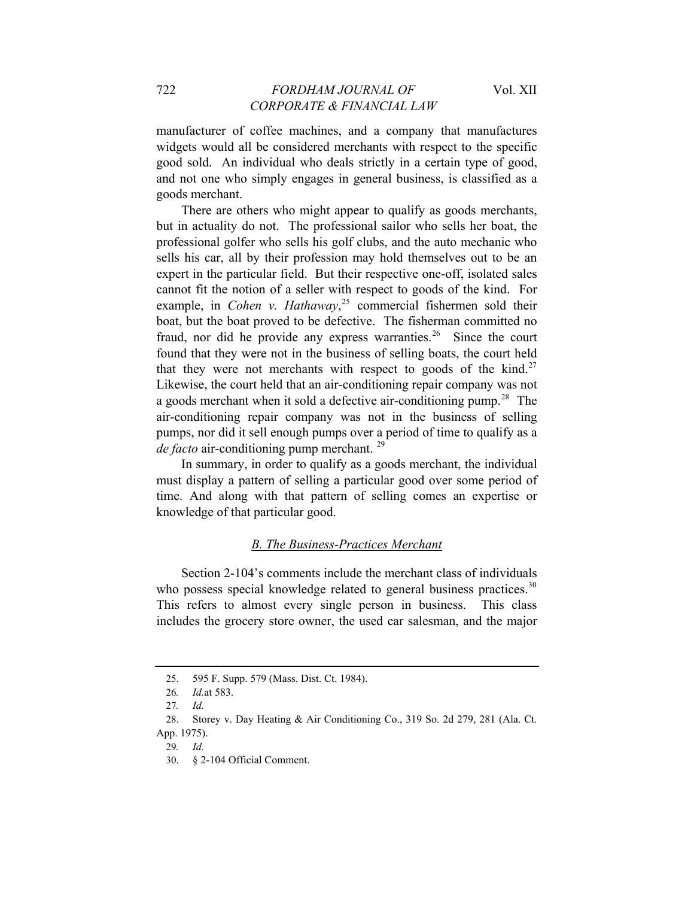manufacturer of coffee machines, and a company that manufactures widgets would all be considered merchants with respect to the specific good sold. An individual who deals strictly in a certain type of good, and not one who simply engages in general business, is classified as a goods merchant.

There are others who might appear to qualify as goods merchants, but in actuality do not. The professional sailor who sells her boat, the professional golfer who sells his golf clubs, and the auto mechanic who sells his car, all by their profession may hold themselves out to be an expert in the particular field. But their respective one-off, isolated sales cannot fit the notion of a seller with respect to goods of the kind. For example, in *Cohen v. Hathaway*,[25] commercial fishermen sold their boat, but the boat proved to be defective. The fisherman committed no fraud, nor did he provide any express warranties.[26] Since the court found that they were not in the business of selling boats, the court held that they were not merchants with respect to goods of the kind.[27] Likewise, the court held that an air-conditioning repair company was not a goods merchant when it sold a defective air-conditioning pump.[28] The air-conditioning repair company was not in the business of selling pumps, nor did it sell enough pumps over a period of time to qualify as a *de facto* air-conditioning pump merchant.[29]

In summary, in order to qualify as a goods merchant, the individual must display a pattern of selling a particular good over some period of time. And along with that pattern of selling comes an expertise or knowledge of that particular good.

## *B. The Business-Practices Merchant*

Section 2-104's comments include the merchant class of individuals who possess special knowledge related to general business practices.[30] This refers to almost every single person in business. This class includes the grocery store owner, the used car salesman, and the major

---

25. 595 F. Supp. 579 (Mass. Dist. Ct. 1984).

26. *Id.*at 583.

27. *Id.*

28. Storey v. Day Heating & Air Conditioning Co., 319 So. 2d 279, 281 (Ala. Ct. App. 1975).

29. *Id.*

30. § 2-104 Official Comment.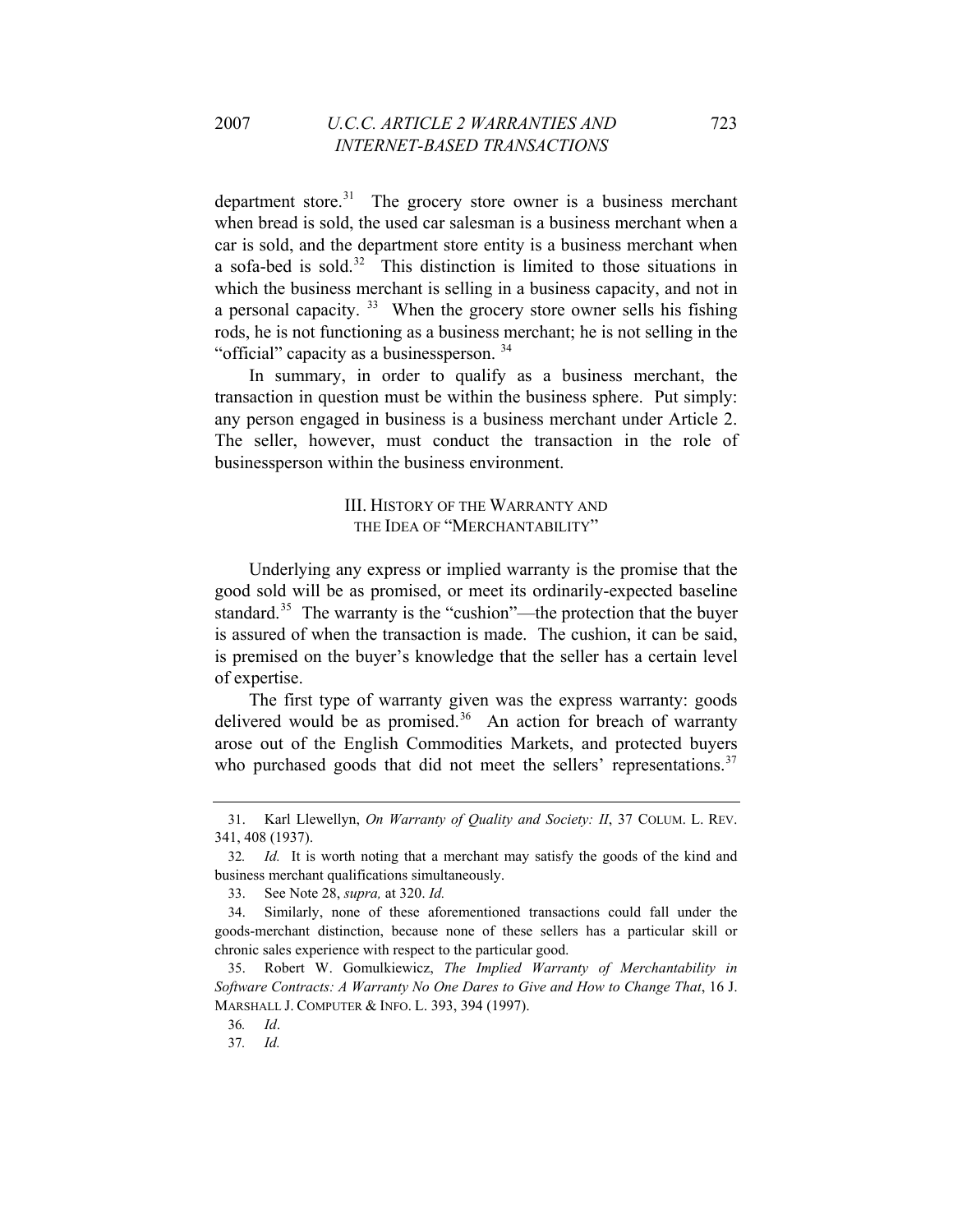department store.[31] The grocery store owner is a business merchant when bread is sold, the used car salesman is a business merchant when a car is sold, and the department store entity is a business merchant when a sofa-bed is sold.[32] This distinction is limited to those situations in which the business merchant is selling in a business capacity, and not in a personal capacity.[33] When the grocery store owner sells his fishing rods, he is not functioning as a business merchant; he is not selling in the "official" capacity as a businessperson.[34]

In summary, in order to qualify as a business merchant, the transaction in question must be within the business sphere. Put simply: any person engaged in business is a business merchant under Article 2. The seller, however, must conduct the transaction in the role of businessperson within the business environment.

## III. History of the Warranty and the Idea of "Merchantability"

Underlying any express or implied warranty is the promise that the good sold will be as promised, or meet its ordinarily-expected baseline standard.[35] The warranty is the "cushion"—the protection that the buyer is assured of when the transaction is made. The cushion, it can be said, is premised on the buyer's knowledge that the seller has a certain level of expertise.

The first type of warranty given was the express warranty: goods delivered would be as promised.[36] An action for breach of warranty arose out of the English Commodities Markets, and protected buyers who purchased goods that did not meet the sellers' representations.[37]

---

31. Karl Llewellyn, *On Warranty of Quality and Society: II*, 37 COLUM. L. REV. 341, 408 (1937).

32. *Id.* It is worth noting that a merchant may satisfy the goods of the kind and business merchant qualifications simultaneously.

33. See Note 28, *supra,* at 320. *Id.*

34. Similarly, none of these aforementioned transactions could fall under the goods-merchant distinction, because none of these sellers has a particular skill or chronic sales experience with respect to the particular good.

35. Robert W. Gomulkiewicz, *The Implied Warranty of Merchantability in Software Contracts: A Warranty No One Dares to Give and How to Change That*, 16 J. MARSHALL J. COMPUTER & INFO. L. 393, 394 (1997).

36. *Id*.

37. *Id.*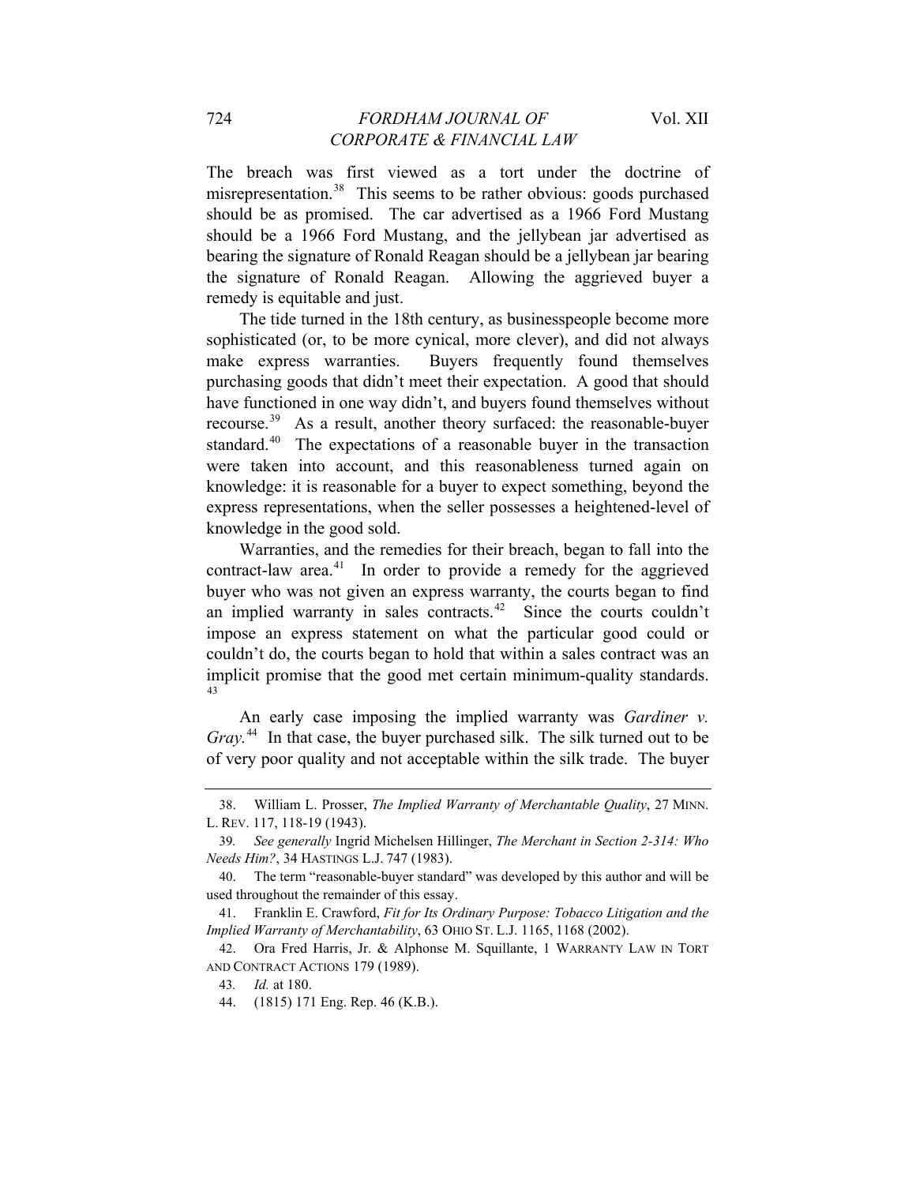The breach was first viewed as a tort under the doctrine of misrepresentation.[38] This seems to be rather obvious: goods purchased should be as promised. The car advertised as a 1966 Ford Mustang should be a 1966 Ford Mustang, and the jellybean jar advertised as bearing the signature of Ronald Reagan should be a jellybean jar bearing the signature of Ronald Reagan. Allowing the aggrieved buyer a remedy is equitable and just.

The tide turned in the 18th century, as businesspeople become more sophisticated (or, to be more cynical, more clever), and did not always make express warranties. Buyers frequently found themselves purchasing goods that didn't meet their expectation. A good that should have functioned in one way didn't, and buyers found themselves without recourse.[39] As a result, another theory surfaced: the reasonable-buyer standard.[40] The expectations of a reasonable buyer in the transaction were taken into account, and this reasonableness turned again on knowledge: it is reasonable for a buyer to expect something, beyond the express representations, when the seller possesses a heightened-level of knowledge in the good sold.

Warranties, and the remedies for their breach, began to fall into the contract-law area.[41] In order to provide a remedy for the aggrieved buyer who was not given an express warranty, the courts began to find an implied warranty in sales contracts.[42] Since the courts couldn't impose an express statement on what the particular good could or couldn't do, the courts began to hold that within a sales contract was an implicit promise that the good met certain minimum-quality standards.[43]

An early case imposing the implied warranty was *Gardiner v. Gray.*[44] In that case, the buyer purchased silk. The silk turned out to be of very poor quality and not acceptable within the silk trade. The buyer

---

38. William L. Prosser, *The Implied Warranty of Merchantable Quality*, 27 MINN. L. REV. 117, 118-19 (1943).

39. *See generally* Ingrid Michelsen Hillinger, *The Merchant in Section 2-314: Who Needs Him?*, 34 HASTINGS L.J. 747 (1983).

40. The term "reasonable-buyer standard" was developed by this author and will be used throughout the remainder of this essay.

41. Franklin E. Crawford, *Fit for Its Ordinary Purpose: Tobacco Litigation and the Implied Warranty of Merchantability*, 63 OHIO ST. L.J. 1165, 1168 (2002).

42. Ora Fred Harris, Jr. & Alphonse M. Squillante, 1 WARRANTY LAW IN TORT AND CONTRACT ACTIONS 179 (1989).

43. *Id.* at 180.

44. (1815) 171 Eng. Rep. 46 (K.B.).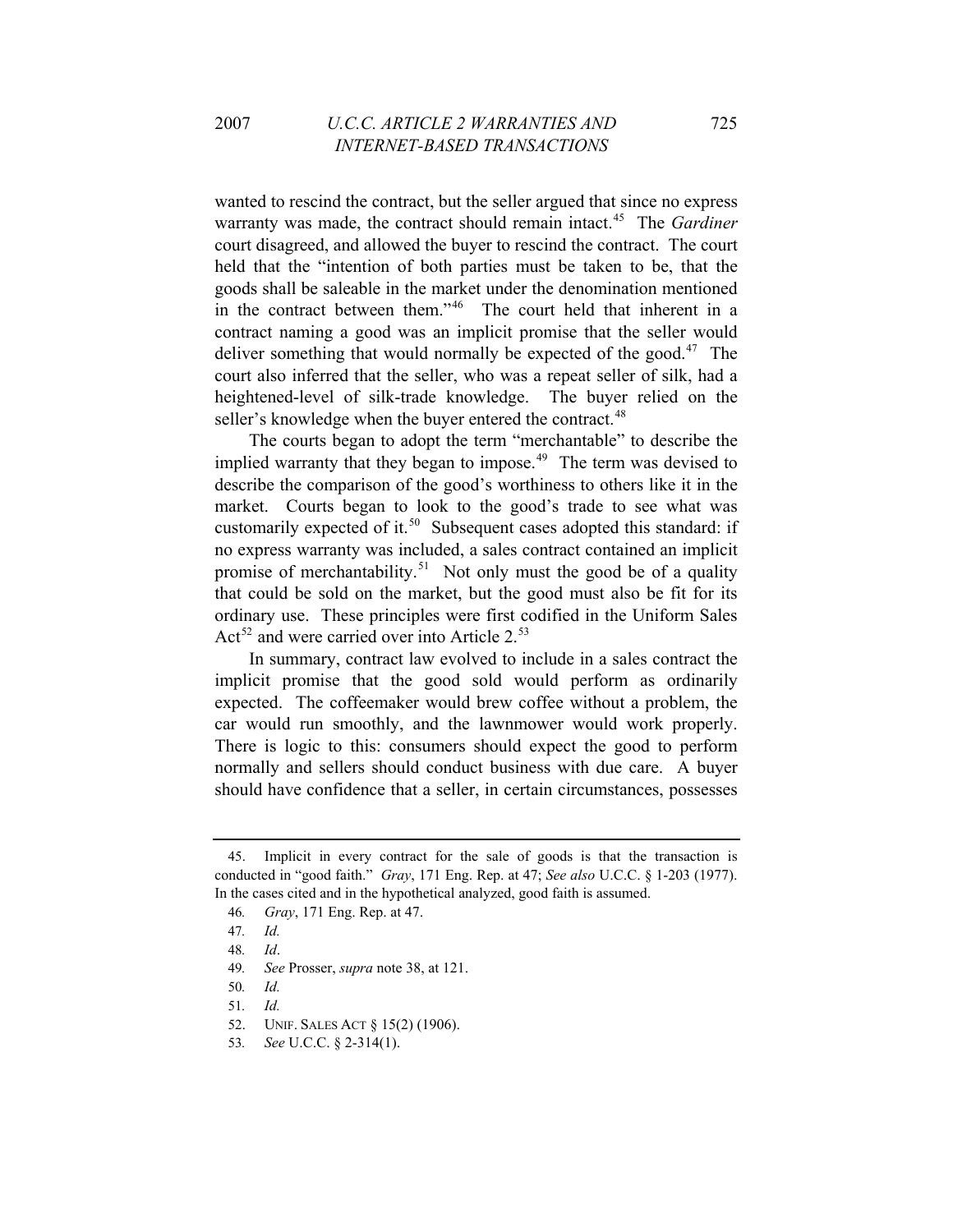wanted to rescind the contract, but the seller argued that since no express warranty was made, the contract should remain intact.[45] The *Gardiner* court disagreed, and allowed the buyer to rescind the contract. The court held that the "intention of both parties must be taken to be, that the goods shall be saleable in the market under the denomination mentioned in the contract between them."[46] The court held that inherent in a contract naming a good was an implicit promise that the seller would deliver something that would normally be expected of the good.[47] The court also inferred that the seller, who was a repeat seller of silk, had a heightened-level of silk-trade knowledge. The buyer relied on the seller's knowledge when the buyer entered the contract.[48]

The courts began to adopt the term "merchantable" to describe the implied warranty that they began to impose.[49] The term was devised to describe the comparison of the good's worthiness to others like it in the market. Courts began to look to the good's trade to see what was customarily expected of it.[50] Subsequent cases adopted this standard: if no express warranty was included, a sales contract contained an implicit promise of merchantability.[51] Not only must the good be of a quality that could be sold on the market, but the good must also be fit for its ordinary use. These principles were first codified in the Uniform Sales Act[52] and were carried over into Article 2.[53]

In summary, contract law evolved to include in a sales contract the implicit promise that the good sold would perform as ordinarily expected. The coffeemaker would brew coffee without a problem, the car would run smoothly, and the lawnmower would work properly. There is logic to this: consumers should expect the good to perform normally and sellers should conduct business with due care. A buyer should have confidence that a seller, in certain circumstances, possesses

---

45. Implicit in every contract for the sale of goods is that the transaction is conducted in "good faith." *Gray*, 171 Eng. Rep. at 47; *See also* U.C.C. § 1-203 (1977). In the cases cited and in the hypothetical analyzed, good faith is assumed.

46. *Gray*, 171 Eng. Rep. at 47.

47. *Id.*

48. *Id*.

49. *See* Prosser, *supra* note 38, at 121.

50. *Id.*

51. *Id.*

52. UNIF. SALES ACT § 15(2) (1906).

53. *See* U.C.C. § 2-314(1).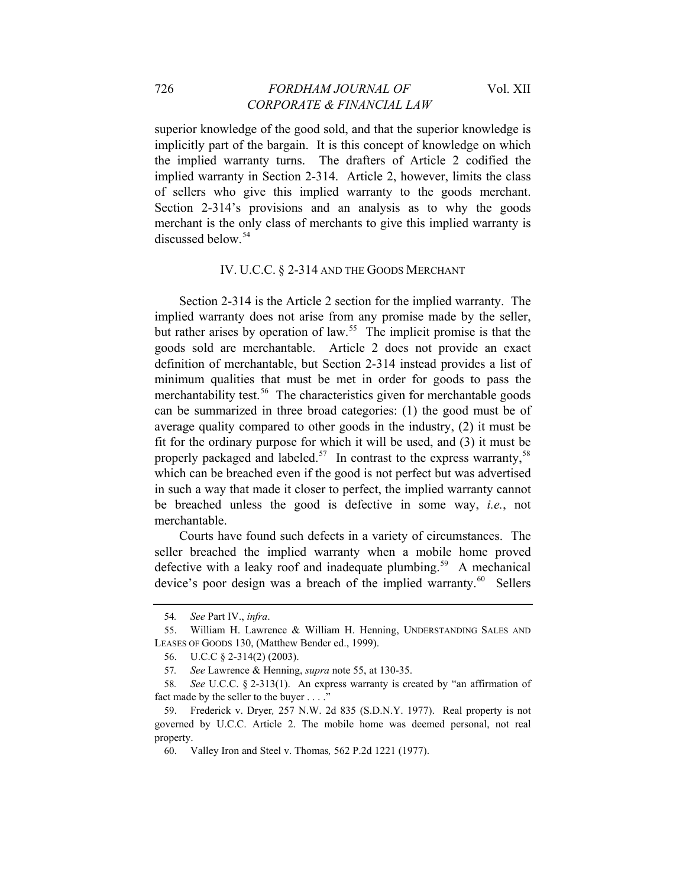superior knowledge of the good sold, and that the superior knowledge is implicitly part of the bargain. It is this concept of knowledge on which the implied warranty turns. The drafters of Article 2 codified the implied warranty in Section 2-314. Article 2, however, limits the class of sellers who give this implied warranty to the goods merchant. Section 2-314's provisions and an analysis as to why the goods merchant is the only class of merchants to give this implied warranty is discussed below.[54]

## IV. U.C.C. § 2-314 AND THE GOODS MERCHANT

Section 2-314 is the Article 2 section for the implied warranty. The implied warranty does not arise from any promise made by the seller, but rather arises by operation of law.[55] The implicit promise is that the goods sold are merchantable. Article 2 does not provide an exact definition of merchantable, but Section 2-314 instead provides a list of minimum qualities that must be met in order for goods to pass the merchantability test.[56] The characteristics given for merchantable goods can be summarized in three broad categories: (1) the good must be of average quality compared to other goods in the industry, (2) it must be fit for the ordinary purpose for which it will be used, and (3) it must be properly packaged and labeled.[57] In contrast to the express warranty,[58] which can be breached even if the good is not perfect but was advertised in such a way that made it closer to perfect, the implied warranty cannot be breached unless the good is defective in some way, *i.e.*, not merchantable.

Courts have found such defects in a variety of circumstances. The seller breached the implied warranty when a mobile home proved defective with a leaky roof and inadequate plumbing.[59] A mechanical device's poor design was a breach of the implied warranty.[60] Sellers

---

54. *See* Part IV., *infra*.

55. William H. Lawrence & William H. Henning, UNDERSTANDING SALES AND LEASES OF GOODS 130, (Matthew Bender ed., 1999).

56. U.C.C § 2-314(2) (2003).

57. *See* Lawrence & Henning, *supra* note 55, at 130-35.

58. *See* U.C.C. § 2-313(1). An express warranty is created by "an affirmation of fact made by the seller to the buyer . . . ."

59. Frederick v. Dryer*,* 257 N.W. 2d 835 (S.D.N.Y. 1977). Real property is not governed by U.C.C. Article 2. The mobile home was deemed personal, not real property.

60. Valley Iron and Steel v. Thomas*,* 562 P.2d 1221 (1977).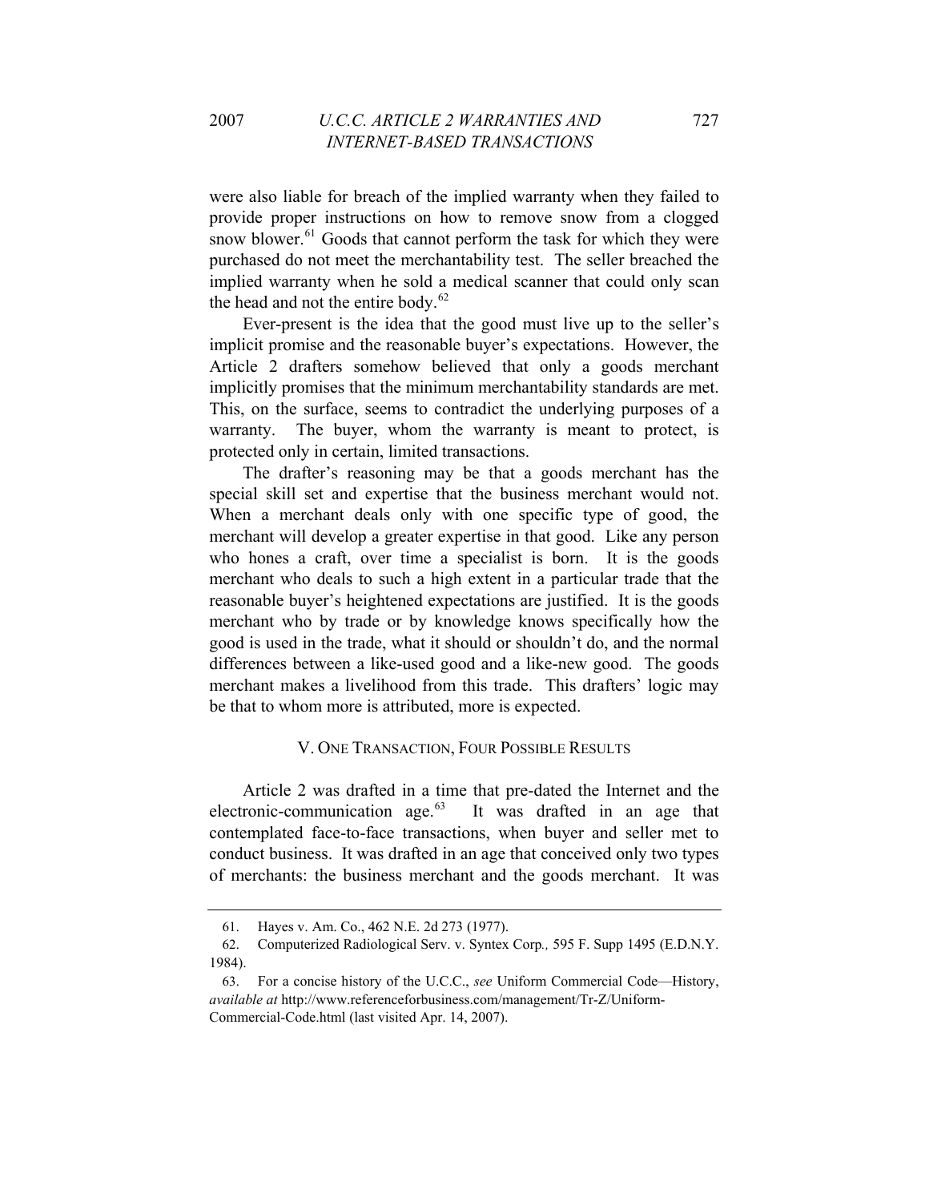were also liable for breach of the implied warranty when they failed to provide proper instructions on how to remove snow from a clogged snow blower.[61] Goods that cannot perform the task for which they were purchased do not meet the merchantability test. The seller breached the implied warranty when he sold a medical scanner that could only scan the head and not the entire body.[62]

Ever-present is the idea that the good must live up to the seller's implicit promise and the reasonable buyer's expectations. However, the Article 2 drafters somehow believed that only a goods merchant implicitly promises that the minimum merchantability standards are met. This, on the surface, seems to contradict the underlying purposes of a warranty. The buyer, whom the warranty is meant to protect, is protected only in certain, limited transactions.

The drafter's reasoning may be that a goods merchant has the special skill set and expertise that the business merchant would not. When a merchant deals only with one specific type of good, the merchant will develop a greater expertise in that good. Like any person who hones a craft, over time a specialist is born. It is the goods merchant who deals to such a high extent in a particular trade that the reasonable buyer's heightened expectations are justified. It is the goods merchant who by trade or by knowledge knows specifically how the good is used in the trade, what it should or shouldn't do, and the normal differences between a like-used good and a like-new good. The goods merchant makes a livelihood from this trade. This drafters' logic may be that to whom more is attributed, more is expected.

## V. ONE TRANSACTION, FOUR POSSIBLE RESULTS

Article 2 was drafted in a time that pre-dated the Internet and the electronic-communication age.[63] It was drafted in an age that contemplated face-to-face transactions, when buyer and seller met to conduct business. It was drafted in an age that conceived only two types of merchants: the business merchant and the goods merchant. It was

---

61. Hayes v. Am. Co., 462 N.E. 2d 273 (1977).

62. Computerized Radiological Serv. v. Syntex Corp*.,* 595 F. Supp 1495 (E.D.N.Y. 1984).

63. For a concise history of the U.C.C., *see* Uniform Commercial Code—History, *available at* http://www.referenceforbusiness.com/management/Tr-Z/Uniform-Commercial-Code.html (last visited Apr. 14, 2007).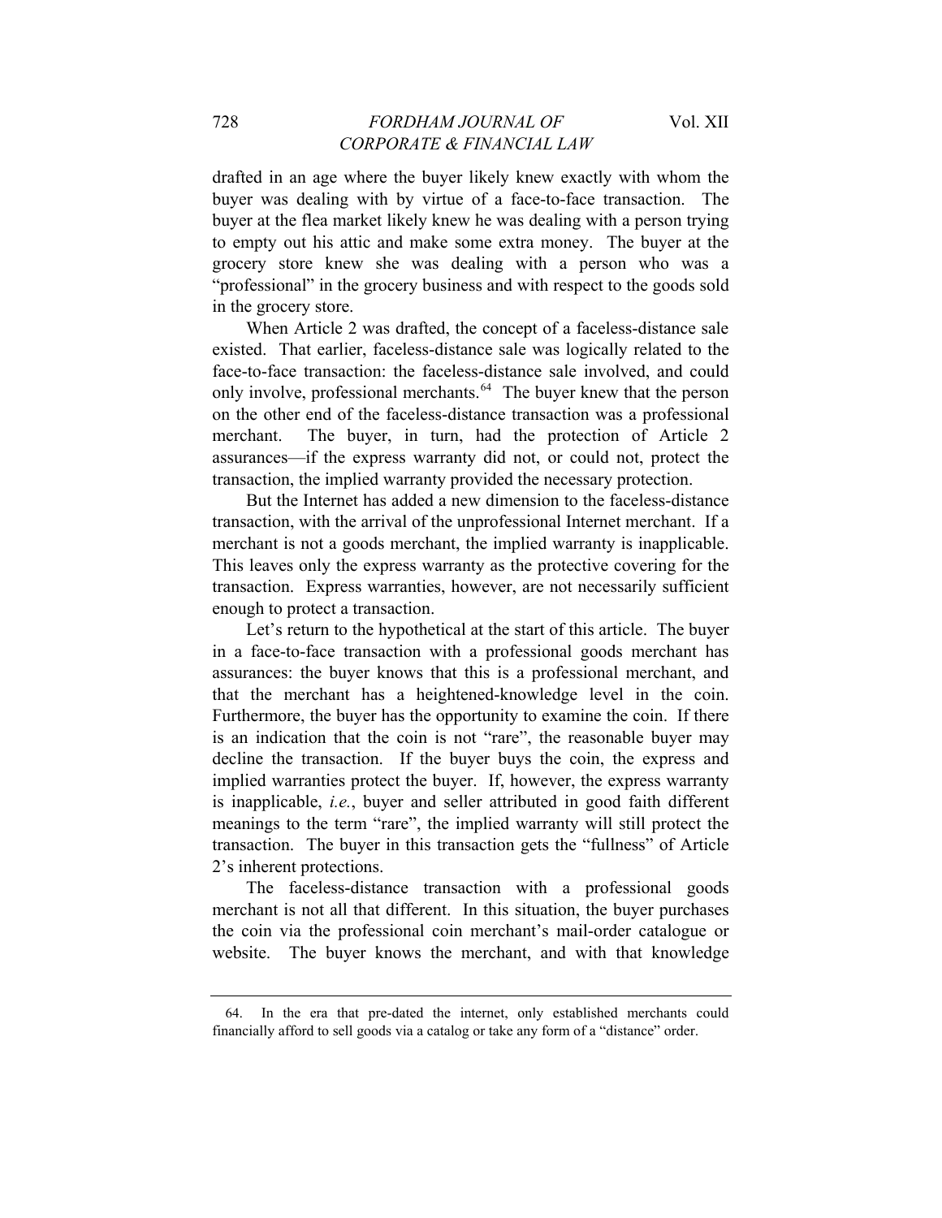drafted in an age where the buyer likely knew exactly with whom the buyer was dealing with by virtue of a face-to-face transaction. The buyer at the flea market likely knew he was dealing with a person trying to empty out his attic and make some extra money. The buyer at the grocery store knew she was dealing with a person who was a "professional" in the grocery business and with respect to the goods sold in the grocery store.

When Article 2 was drafted, the concept of a faceless-distance sale existed. That earlier, faceless-distance sale was logically related to the face-to-face transaction: the faceless-distance sale involved, and could only involve, professional merchants.[64] The buyer knew that the person on the other end of the faceless-distance transaction was a professional merchant. The buyer, in turn, had the protection of Article 2 assurances—if the express warranty did not, or could not, protect the transaction, the implied warranty provided the necessary protection.

But the Internet has added a new dimension to the faceless-distance transaction, with the arrival of the unprofessional Internet merchant. If a merchant is not a goods merchant, the implied warranty is inapplicable. This leaves only the express warranty as the protective covering for the transaction. Express warranties, however, are not necessarily sufficient enough to protect a transaction.

Let's return to the hypothetical at the start of this article. The buyer in a face-to-face transaction with a professional goods merchant has assurances: the buyer knows that this is a professional merchant, and that the merchant has a heightened-knowledge level in the coin. Furthermore, the buyer has the opportunity to examine the coin. If there is an indication that the coin is not "rare", the reasonable buyer may decline the transaction. If the buyer buys the coin, the express and implied warranties protect the buyer. If, however, the express warranty is inapplicable, *i.e.*, buyer and seller attributed in good faith different meanings to the term "rare", the implied warranty will still protect the transaction. The buyer in this transaction gets the "fullness" of Article 2's inherent protections.

The faceless-distance transaction with a professional goods merchant is not all that different. In this situation, the buyer purchases the coin via the professional coin merchant's mail-order catalogue or website. The buyer knows the merchant, and with that knowledge

---

64. In the era that pre-dated the internet, only established merchants could financially afford to sell goods via a catalog or take any form of a "distance" order.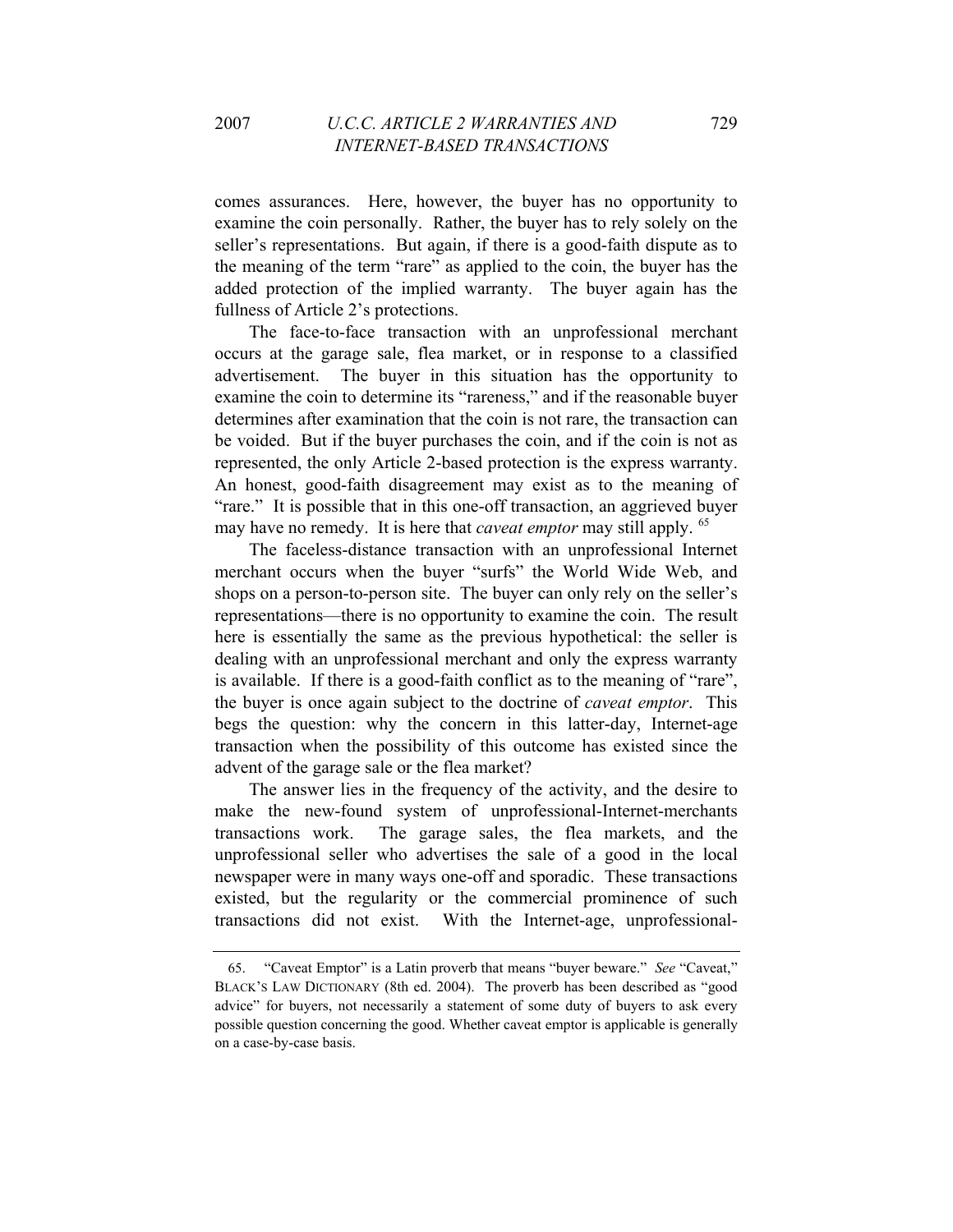comes assurances. Here, however, the buyer has no opportunity to examine the coin personally. Rather, the buyer has to rely solely on the seller's representations. But again, if there is a good-faith dispute as to the meaning of the term "rare" as applied to the coin, the buyer has the added protection of the implied warranty. The buyer again has the fullness of Article 2's protections.

The face-to-face transaction with an unprofessional merchant occurs at the garage sale, flea market, or in response to a classified advertisement. The buyer in this situation has the opportunity to examine the coin to determine its "rareness," and if the reasonable buyer determines after examination that the coin is not rare, the transaction can be voided. But if the buyer purchases the coin, and if the coin is not as represented, the only Article 2-based protection is the express warranty. An honest, good-faith disagreement may exist as to the meaning of "rare." It is possible that in this one-off transaction, an aggrieved buyer may have no remedy. It is here that *caveat emptor* may still apply. [65]

The faceless-distance transaction with an unprofessional Internet merchant occurs when the buyer "surfs" the World Wide Web, and shops on a person-to-person site. The buyer can only rely on the seller's representations—there is no opportunity to examine the coin. The result here is essentially the same as the previous hypothetical: the seller is dealing with an unprofessional merchant and only the express warranty is available. If there is a good-faith conflict as to the meaning of "rare", the buyer is once again subject to the doctrine of *caveat emptor*. This begs the question: why the concern in this latter-day, Internet-age transaction when the possibility of this outcome has existed since the advent of the garage sale or the flea market?

The answer lies in the frequency of the activity, and the desire to make the new-found system of unprofessional-Internet-merchants transactions work. The garage sales, the flea markets, and the unprofessional seller who advertises the sale of a good in the local newspaper were in many ways one-off and sporadic. These transactions existed, but the regularity or the commercial prominence of such transactions did not exist. With the Internet-age, unprofessional-

---

65. "Caveat Emptor" is a Latin proverb that means "buyer beware." *See* "Caveat," BLACK'S LAW DICTIONARY (8th ed. 2004). The proverb has been described as "good advice" for buyers, not necessarily a statement of some duty of buyers to ask every possible question concerning the good. Whether caveat emptor is applicable is generally on a case-by-case basis.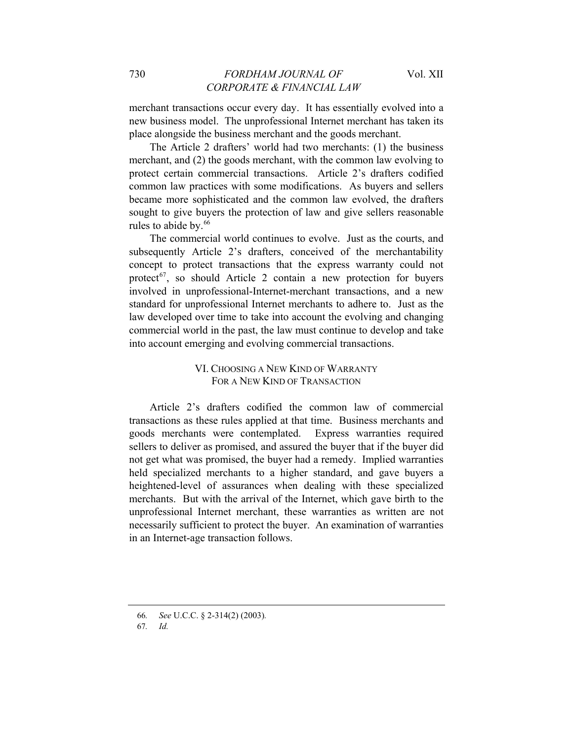merchant transactions occur every day. It has essentially evolved into a new business model. The unprofessional Internet merchant has taken its place alongside the business merchant and the goods merchant.

The Article 2 drafters' world had two merchants: (1) the business merchant, and (2) the goods merchant, with the common law evolving to protect certain commercial transactions. Article 2's drafters codified common law practices with some modifications. As buyers and sellers became more sophisticated and the common law evolved, the drafters sought to give buyers the protection of law and give sellers reasonable rules to abide by.[66]

The commercial world continues to evolve. Just as the courts, and subsequently Article 2's drafters, conceived of the merchantability concept to protect transactions that the express warranty could not protect[67], so should Article 2 contain a new protection for buyers involved in unprofessional-Internet-merchant transactions, and a new standard for unprofessional Internet merchants to adhere to. Just as the law developed over time to take into account the evolving and changing commercial world in the past, the law must continue to develop and take into account emerging and evolving commercial transactions.

## VI. CHOOSING A NEW KIND OF WARRANTY FOR A NEW KIND OF TRANSACTION

Article 2's drafters codified the common law of commercial transactions as these rules applied at that time. Business merchants and goods merchants were contemplated. Express warranties required sellers to deliver as promised, and assured the buyer that if the buyer did not get what was promised, the buyer had a remedy. Implied warranties held specialized merchants to a higher standard, and gave buyers a heightened-level of assurances when dealing with these specialized merchants. But with the arrival of the Internet, which gave birth to the unprofessional Internet merchant, these warranties as written are not necessarily sufficient to protect the buyer. An examination of warranties in an Internet-age transaction follows.

---

66. *See* U.C.C. § 2-314(2) (2003).

67. *Id.*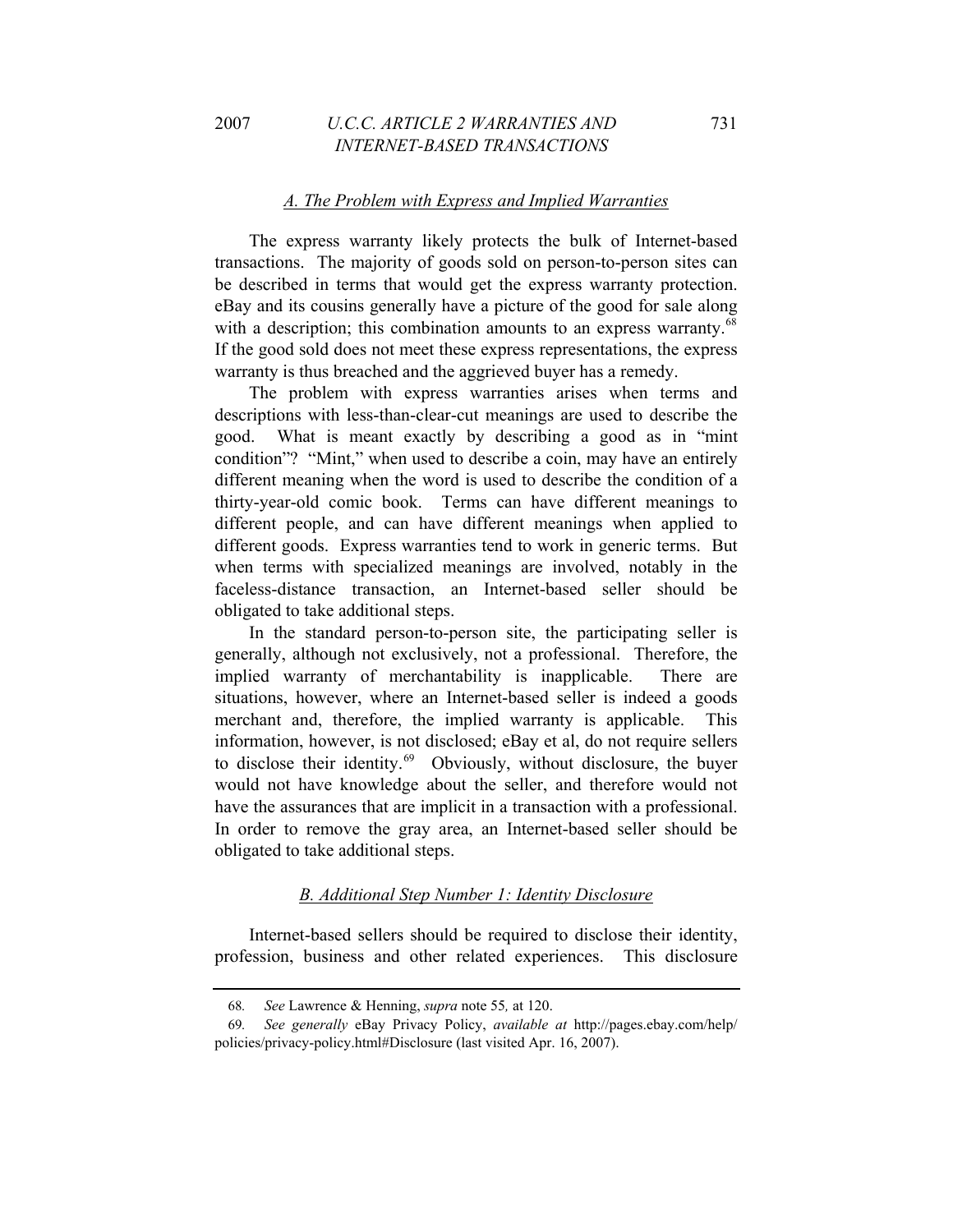### *A. The Problem with Express and Implied Warranties*

The express warranty likely protects the bulk of Internet-based transactions. The majority of goods sold on person-to-person sites can be described in terms that would get the express warranty protection. eBay and its cousins generally have a picture of the good for sale along with a description; this combination amounts to an express warranty.[68] If the good sold does not meet these express representations, the express warranty is thus breached and the aggrieved buyer has a remedy.

The problem with express warranties arises when terms and descriptions with less-than-clear-cut meanings are used to describe the good. What is meant exactly by describing a good as in "mint condition"? "Mint," when used to describe a coin, may have an entirely different meaning when the word is used to describe the condition of a thirty-year-old comic book. Terms can have different meanings to different people, and can have different meanings when applied to different goods. Express warranties tend to work in generic terms. But when terms with specialized meanings are involved, notably in the faceless-distance transaction, an Internet-based seller should be obligated to take additional steps.

In the standard person-to-person site, the participating seller is generally, although not exclusively, not a professional. Therefore, the implied warranty of merchantability is inapplicable. There are situations, however, where an Internet-based seller is indeed a goods merchant and, therefore, the implied warranty is applicable. This information, however, is not disclosed; eBay et al, do not require sellers to disclose their identity.[69] Obviously, without disclosure, the buyer would not have knowledge about the seller, and therefore would not have the assurances that are implicit in a transaction with a professional. In order to remove the gray area, an Internet-based seller should be obligated to take additional steps.

### *B. Additional Step Number 1: Identity Disclosure*

Internet-based sellers should be required to disclose their identity, profession, business and other related experiences. This disclosure

---

68. *See* Lawrence & Henning, *supra* note 55, at 120.

69. *See generally* eBay Privacy Policy, *available at* http://pages.ebay.com/help/policies/privacy-policy.html#Disclosure (last visited Apr. 16, 2007).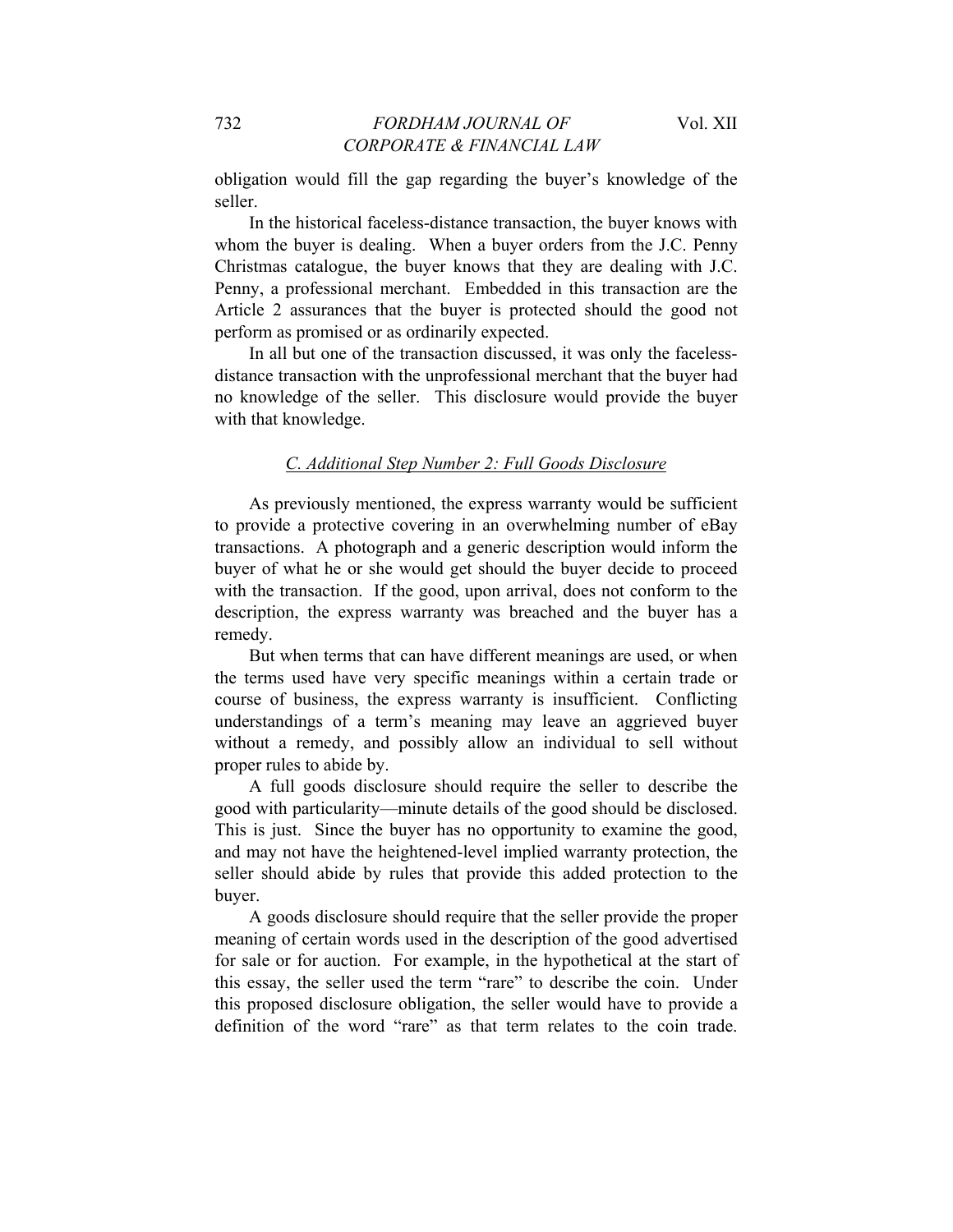obligation would fill the gap regarding the buyer's knowledge of the seller.

In the historical faceless-distance transaction, the buyer knows with whom the buyer is dealing. When a buyer orders from the J.C. Penny Christmas catalogue, the buyer knows that they are dealing with J.C. Penny, a professional merchant. Embedded in this transaction are the Article 2 assurances that the buyer is protected should the good not perform as promised or as ordinarily expected.

In all but one of the transaction discussed, it was only the faceless-distance transaction with the unprofessional merchant that the buyer had no knowledge of the seller. This disclosure would provide the buyer with that knowledge.

### C. Additional Step Number 2: Full Goods Disclosure

As previously mentioned, the express warranty would be sufficient to provide a protective covering in an overwhelming number of eBay transactions. A photograph and a generic description would inform the buyer of what he or she would get should the buyer decide to proceed with the transaction. If the good, upon arrival, does not conform to the description, the express warranty was breached and the buyer has a remedy.

But when terms that can have different meanings are used, or when the terms used have very specific meanings within a certain trade or course of business, the express warranty is insufficient. Conflicting understandings of a term's meaning may leave an aggrieved buyer without a remedy, and possibly allow an individual to sell without proper rules to abide by.

A full goods disclosure should require the seller to describe the good with particularity—minute details of the good should be disclosed. This is just. Since the buyer has no opportunity to examine the good, and may not have the heightened-level implied warranty protection, the seller should abide by rules that provide this added protection to the buyer.

A goods disclosure should require that the seller provide the proper meaning of certain words used in the description of the good advertised for sale or for auction. For example, in the hypothetical at the start of this essay, the seller used the term "rare" to describe the coin. Under this proposed disclosure obligation, the seller would have to provide a definition of the word "rare" as that term relates to the coin trade.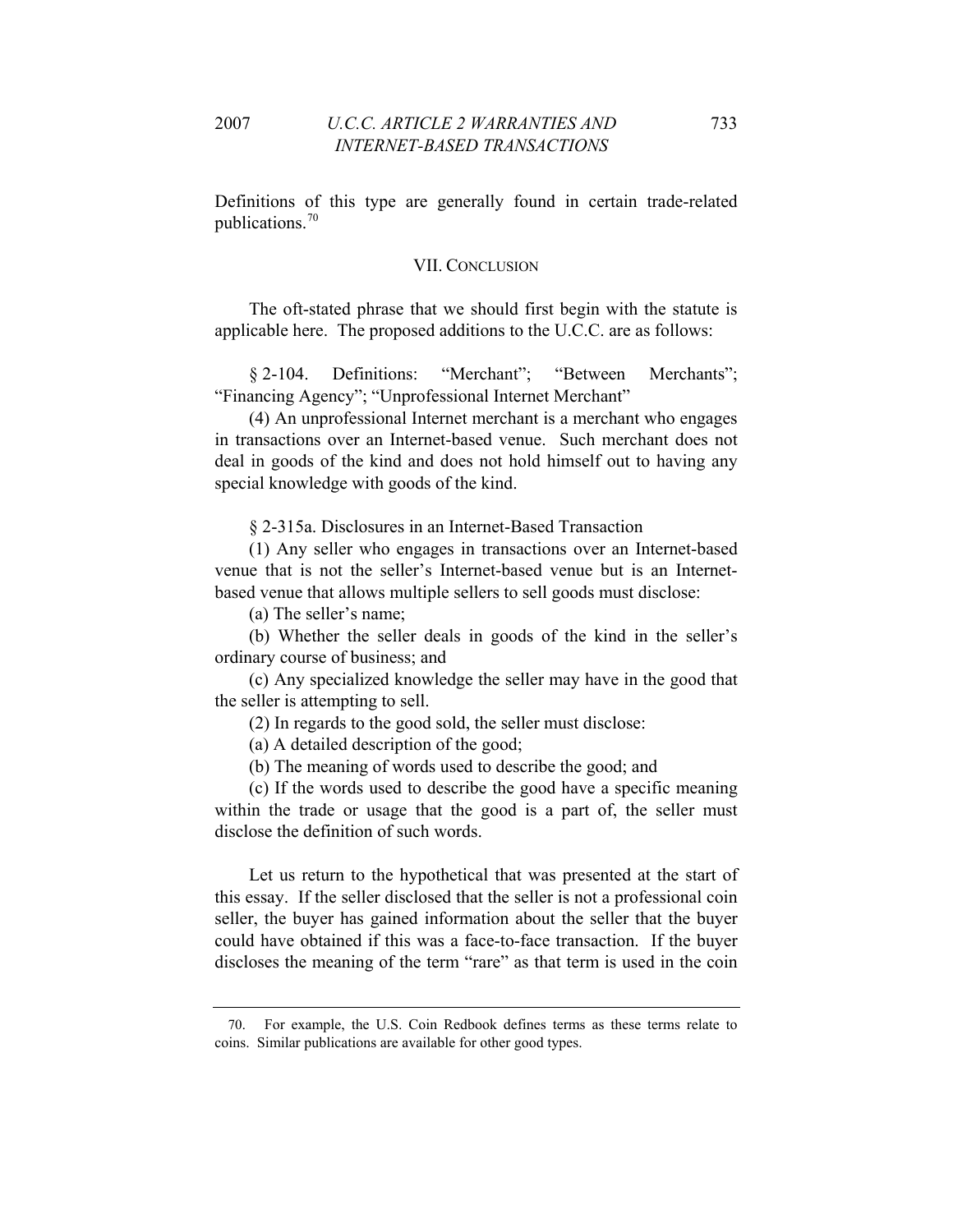Definitions of this type are generally found in certain trade-related publications.[70]

## VII. Conclusion

The oft-stated phrase that we should first begin with the statute is applicable here. The proposed additions to the U.C.C. are as follows:

§ 2-104. Definitions: "Merchant"; "Between Merchants"; "Financing Agency"; "Unprofessional Internet Merchant"

(4) An unprofessional Internet merchant is a merchant who engages in transactions over an Internet-based venue. Such merchant does not deal in goods of the kind and does not hold himself out to having any special knowledge with goods of the kind.

§ 2-315a. Disclosures in an Internet-Based Transaction

(1) Any seller who engages in transactions over an Internet-based venue that is not the seller's Internet-based venue but is an Internet-based venue that allows multiple sellers to sell goods must disclose:

(a) The seller's name;

(b) Whether the seller deals in goods of the kind in the seller's ordinary course of business; and

(c) Any specialized knowledge the seller may have in the good that the seller is attempting to sell.

(2) In regards to the good sold, the seller must disclose:

(a) A detailed description of the good;

(b) The meaning of words used to describe the good; and

(c) If the words used to describe the good have a specific meaning within the trade or usage that the good is a part of, the seller must disclose the definition of such words.

Let us return to the hypothetical that was presented at the start of this essay. If the seller disclosed that the seller is not a professional coin seller, the buyer has gained information about the seller that the buyer could have obtained if this was a face-to-face transaction. If the buyer discloses the meaning of the term "rare" as that term is used in the coin

---

70. For example, the U.S. Coin Redbook defines terms as these terms relate to coins. Similar publications are available for other good types.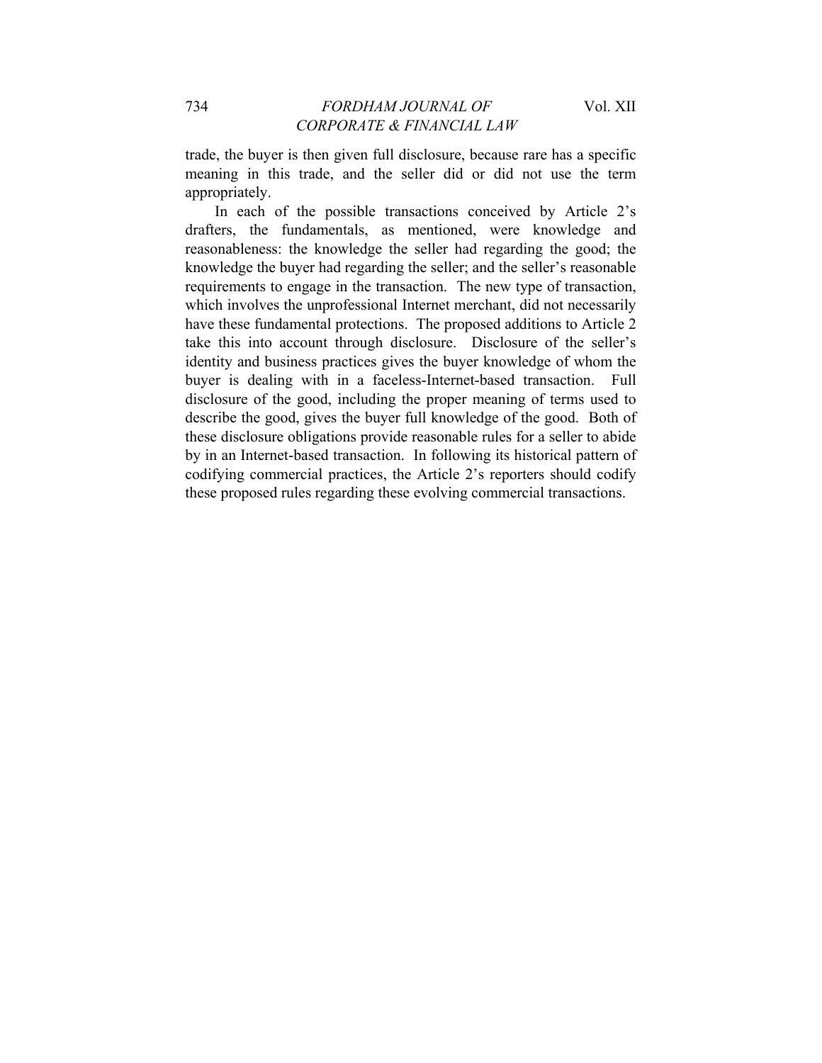trade, the buyer is then given full disclosure, because rare has a specific meaning in this trade, and the seller did or did not use the term appropriately.

In each of the possible transactions conceived by Article 2's drafters, the fundamentals, as mentioned, were knowledge and reasonableness: the knowledge the seller had regarding the good; the knowledge the buyer had regarding the seller; and the seller's reasonable requirements to engage in the transaction. The new type of transaction, which involves the unprofessional Internet merchant, did not necessarily have these fundamental protections. The proposed additions to Article 2 take this into account through disclosure. Disclosure of the seller's identity and business practices gives the buyer knowledge of whom the buyer is dealing with in a faceless-Internet-based transaction. Full disclosure of the good, including the proper meaning of terms used to describe the good, gives the buyer full knowledge of the good. Both of these disclosure obligations provide reasonable rules for a seller to abide by in an Internet-based transaction. In following its historical pattern of codifying commercial practices, the Article 2's reporters should codify these proposed rules regarding these evolving commercial transactions.